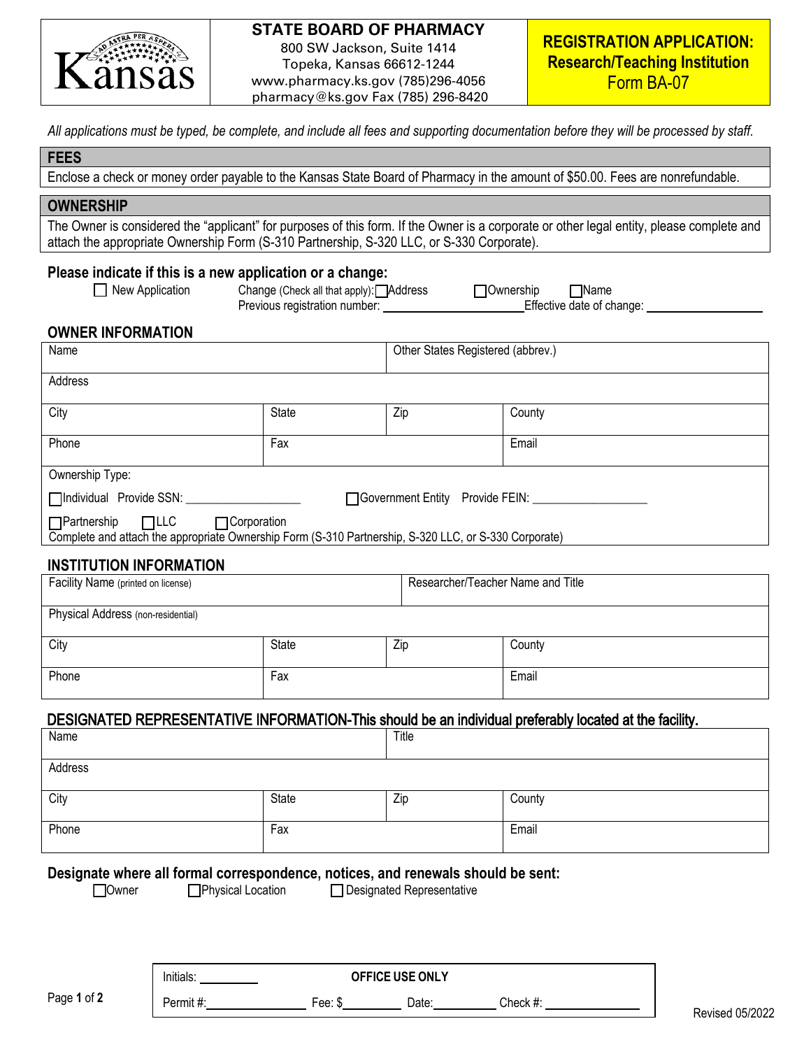**STATE BOARD OF PHARMACY**
800 SW Jackson, Suite 1414
Topeka, Kansas 66612-1244
www.pharmacy.ks.gov (785)296-4056
pharmacy@ks.gov Fax (785) 296-8420

# REGISTRATION APPLICATION: Research/Teaching Institution
## Form BA-07

*All applications must be typed, be complete, and include all fees and supporting documentation before they will be processed by staff.*

## FEES

Enclose a check or money order payable to the Kansas State Board of Pharmacy in the amount of $50.00. Fees are nonrefundable.

## OWNERSHIP

The Owner is considered the "applicant" for purposes of this form. If the Owner is a corporate or other legal entity, please complete and attach the appropriate Ownership Form (S-310 Partnership, S-320 LLC, or S-330 Corporate).

### Please indicate if this is a new application or a change:

☐ New Application      Change (Check all that apply): ☐ Address   ☐ Ownership   ☐ Name

Previous registration number: ____________________ Effective date of change: ____________________

### OWNER INFORMATION

| Name | | Other States Registered (abbrev.) | |
|---|---|---|---|
| Address | | | |
| City | State | Zip | County |
| Phone | Fax | | Email |

Ownership Type:

☐ Individual  Provide SSN: ____________________      ☐ Government Entity  Provide FEIN: ____________________

☐ Partnership   ☐ LLC   ☐ Corporation

Complete and attach the appropriate Ownership Form (S-310 Partnership, S-320 LLC, or S-330 Corporate)

### INSTITUTION INFORMATION

| Facility Name (printed on license) | | Researcher/Teacher Name and Title | |
|---|---|---|---|
| Physical Address (non-residential) | | | |
| City | State | Zip | County |
| Phone | Fax | | Email |

### DESIGNATED REPRESENTATIVE INFORMATION-This should be an individual preferably located at the facility.

| Name | | Title | |
|---|---|---|---|
| Address | | | |
| City | State | Zip | County |
| Phone | Fax | | Email |

### Designate where all formal correspondence, notices, and renewals should be sent:

☐ Owner   ☐ Physical Location   ☐ Designated Representative

**OFFICE USE ONLY**

Initials: __________

Permit #: ________________ Fee: $__________ Date: __________ Check #: ________________

Revised 05/2022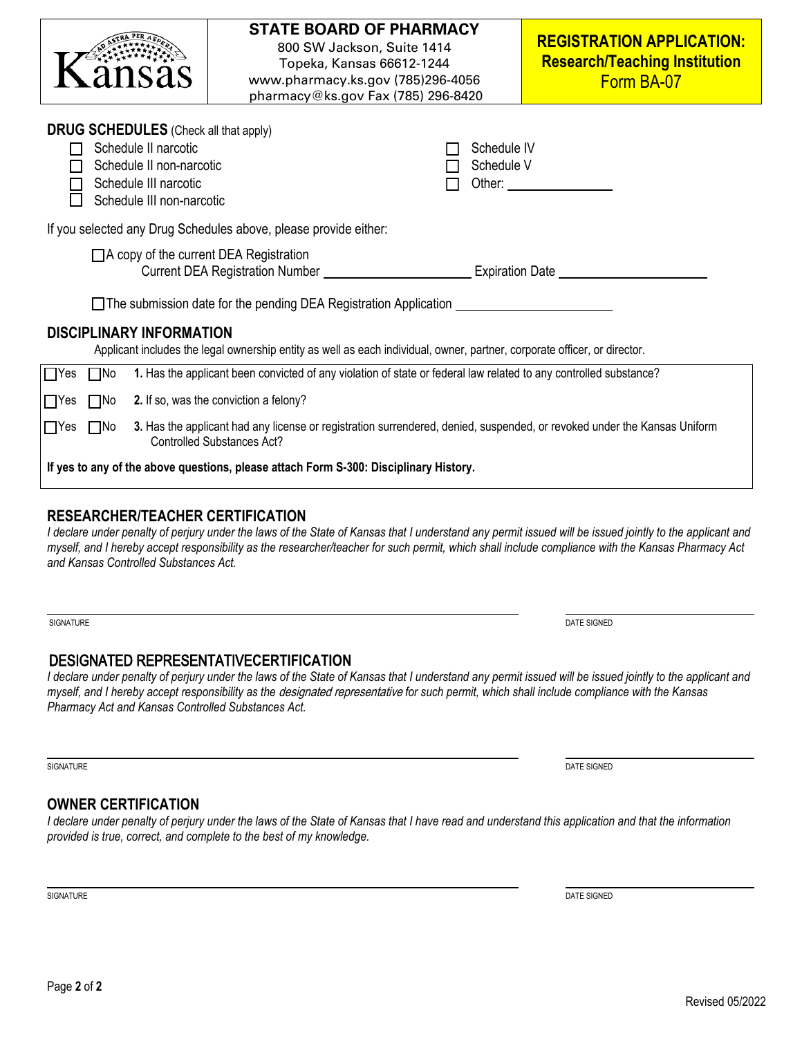STATE BOARD OF PHARMACY
800 SW Jackson, Suite 1414
Topeka, Kansas 66612-1244
www.pharmacy.ks.gov (785)296-4056
pharmacy@ks.gov Fax (785) 296-8420

**REGISTRATION APPLICATION: Research/Teaching Institution**
Form BA-07

## DRUG SCHEDULES (Check all that apply)

- ☐ Schedule II narcotic
- ☐ Schedule II non-narcotic
- ☐ Schedule III narcotic
- ☐ Schedule III non-narcotic
- ☐ Schedule IV
- ☐ Schedule V
- ☐ Other: ______________

If you selected any Drug Schedules above, please provide either:

☐ A copy of the current DEA Registration
Current DEA Registration Number ____________________ Expiration Date ____________________

☐ The submission date for the pending DEA Registration Application ____________________

## DISCIPLINARY INFORMATION

Applicant includes the legal ownership entity as well as each individual, owner, partner, corporate officer, or director.

☐Yes ☐No **1.** Has the applicant been convicted of any violation of state or federal law related to any controlled substance?

☐Yes ☐No **2.** If so, was the conviction a felony?

☐Yes ☐No **3.** Has the applicant had any license or registration surrendered, denied, suspended, or revoked under the Kansas Uniform Controlled Substances Act?

**If yes to any of the above questions, please attach Form S-300: Disciplinary History.**

## RESEARCHER/TEACHER CERTIFICATION

*I declare under penalty of perjury under the laws of the State of Kansas that I understand any permit issued will be issued jointly to the applicant and myself, and I hereby accept responsibility as the researcher/teacher for such permit, which shall include compliance with the Kansas Pharmacy Act and Kansas Controlled Substances Act.*

SIGNATURE ____________________ DATE SIGNED ____________________

## DESIGNATED REPRESENTATIVECERTIFICATION

*I declare under penalty of perjury under the laws of the State of Kansas that I understand any permit issued will be issued jointly to the applicant and myself, and I hereby accept responsibility as the designated representative for such permit, which shall include compliance with the Kansas Pharmacy Act and Kansas Controlled Substances Act.*

SIGNATURE ____________________ DATE SIGNED ____________________

## OWNER CERTIFICATION

*I declare under penalty of perjury under the laws of the State of Kansas that I have read and understand this application and that the information provided is true, correct, and complete to the best of my knowledge.*

SIGNATURE ____________________ DATE SIGNED ____________________

Revised 05/2022